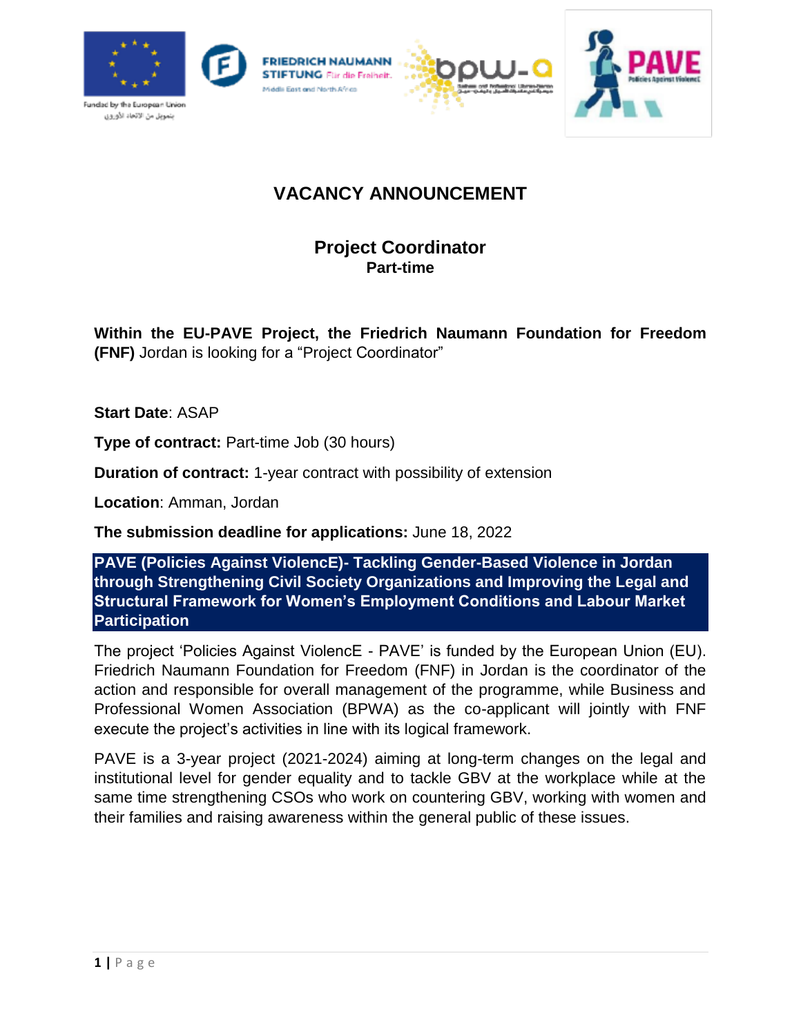# VACANCY ANNOUNCEMENT

## Project Coordinator
### Part-time

**Within the EU-PAVE Project, the Friedrich Naumann Foundation for Freedom (FNF)** Jordan is looking for a "Project Coordinator"

**Start Date**: ASAP

**Type of contract:** Part-time Job (30 hours)

**Duration of contract:** 1-year contract with possibility of extension

**Location**: Amman, Jordan

**The submission deadline for applications:** June 18, 2022

**PAVE (Policies Against ViolencE)- Tackling Gender-Based Violence in Jordan through Strengthening Civil Society Organizations and Improving the Legal and Structural Framework for Women's Employment Conditions and Labour Market Participation**

The project 'Policies Against ViolencE - PAVE' is funded by the European Union (EU). Friedrich Naumann Foundation for Freedom (FNF) in Jordan is the coordinator of the action and responsible for overall management of the programme, while Business and Professional Women Association (BPWA) as the co-applicant will jointly with FNF execute the project's activities in line with its logical framework.

PAVE is a 3-year project (2021-2024) aiming at long-term changes on the legal and institutional level for gender equality and to tackle GBV at the workplace while at the same time strengthening CSOs who work on countering GBV, working with women and their families and raising awareness within the general public of these issues.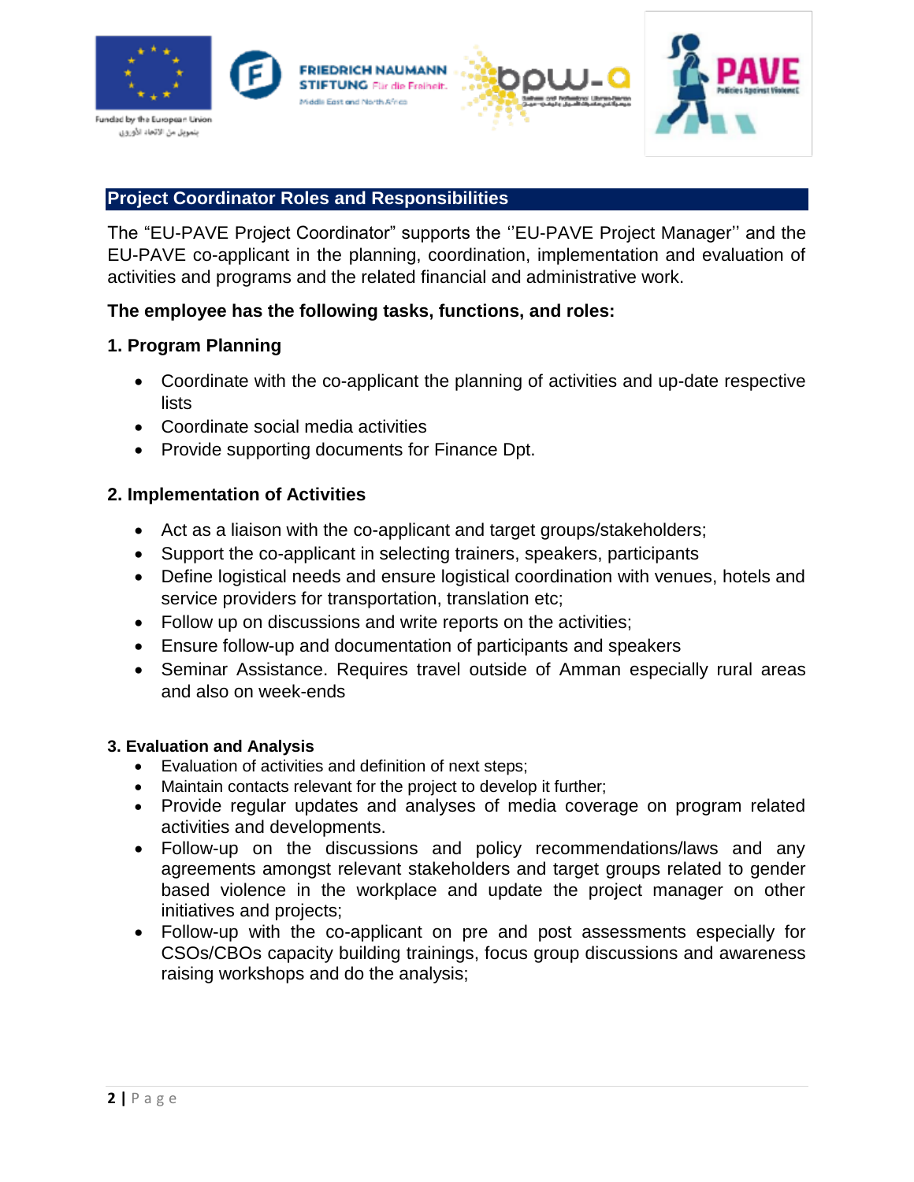## Project Coordinator Roles and Responsibilities

The "EU-PAVE Project Coordinator" supports the ''EU-PAVE Project Manager'' and the EU-PAVE co-applicant in the planning, coordination, implementation and evaluation of activities and programs and the related financial and administrative work.

**The employee has the following tasks, functions, and roles:**

### 1. Program Planning

- Coordinate with the co-applicant the planning of activities and up-date respective lists
- Coordinate social media activities
- Provide supporting documents for Finance Dpt.

### 2. Implementation of Activities

- Act as a liaison with the co-applicant and target groups/stakeholders;
- Support the co-applicant in selecting trainers, speakers, participants
- Define logistical needs and ensure logistical coordination with venues, hotels and service providers for transportation, translation etc;
- Follow up on discussions and write reports on the activities;
- Ensure follow-up and documentation of participants and speakers
- Seminar Assistance. Requires travel outside of Amman especially rural areas and also on week-ends

### 3. Evaluation and Analysis

- Evaluation of activities and definition of next steps;
- Maintain contacts relevant for the project to develop it further;
- Provide regular updates and analyses of media coverage on program related activities and developments.
- Follow-up on the discussions and policy recommendations/laws and any agreements amongst relevant stakeholders and target groups related to gender based violence in the workplace and update the project manager on other initiatives and projects;
- Follow-up with the co-applicant on pre and post assessments especially for CSOs/CBOs capacity building trainings, focus group discussions and awareness raising workshops and do the analysis;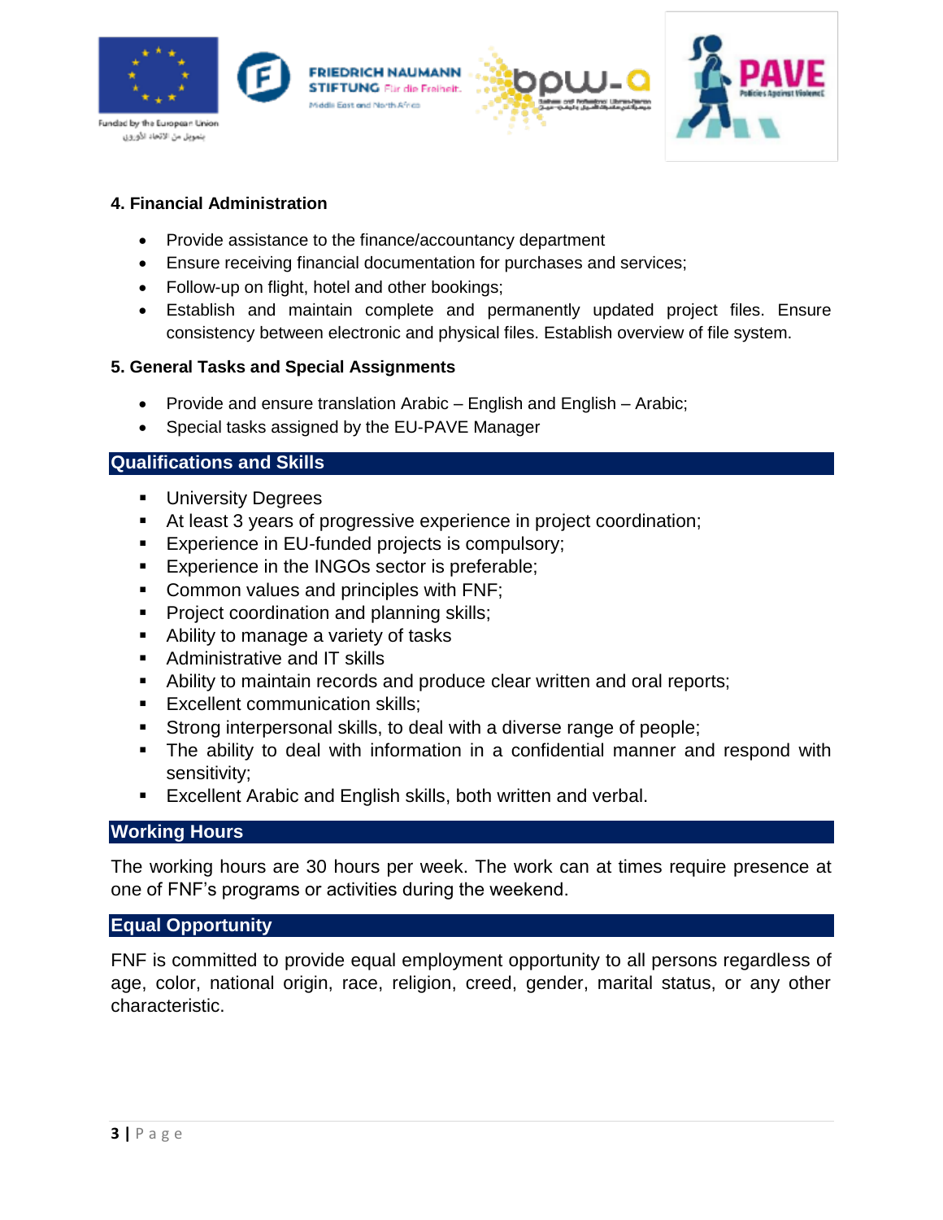**4. Financial Administration**

- Provide assistance to the finance/accountancy department
- Ensure receiving financial documentation for purchases and services;
- Follow-up on flight, hotel and other bookings;
- Establish and maintain complete and permanently updated project files. Ensure consistency between electronic and physical files. Establish overview of file system.

**5. General Tasks and Special Assignments**

- Provide and ensure translation Arabic – English and English – Arabic;
- Special tasks assigned by the EU-PAVE Manager

## Qualifications and Skills

- University Degrees
- At least 3 years of progressive experience in project coordination;
- Experience in EU-funded projects is compulsory;
- Experience in the INGOs sector is preferable;
- Common values and principles with FNF;
- Project coordination and planning skills;
- Ability to manage a variety of tasks
- Administrative and IT skills
- Ability to maintain records and produce clear written and oral reports;
- Excellent communication skills;
- Strong interpersonal skills, to deal with a diverse range of people;
- The ability to deal with information in a confidential manner and respond with sensitivity;
- Excellent Arabic and English skills, both written and verbal.

## Working Hours

The working hours are 30 hours per week. The work can at times require presence at one of FNF's programs or activities during the weekend.

## Equal Opportunity

FNF is committed to provide equal employment opportunity to all persons regardless of age, color, national origin, race, religion, creed, gender, marital status, or any other characteristic.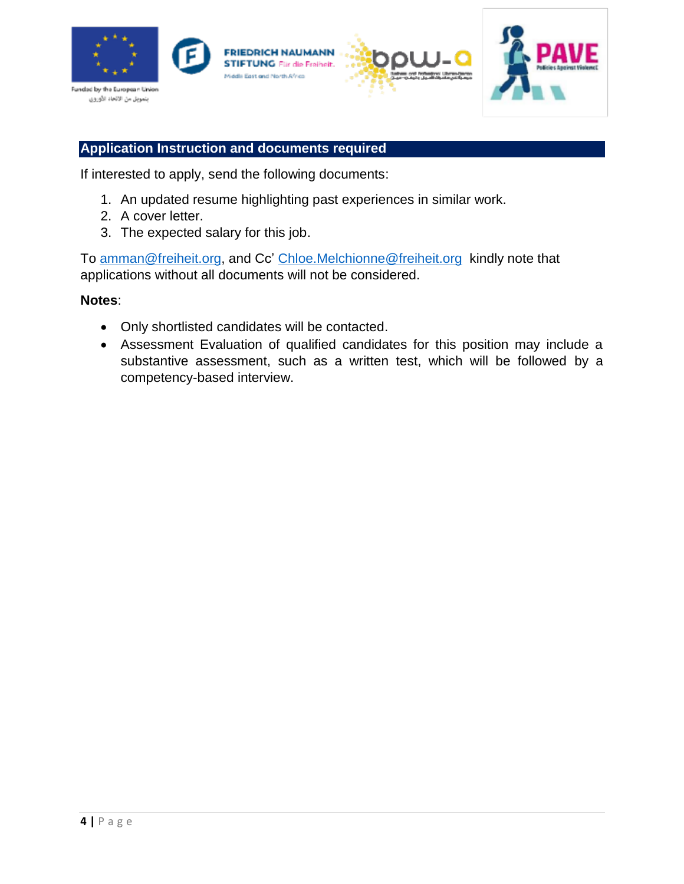## Application Instruction and documents required

If interested to apply, send the following documents:

1. An updated resume highlighting past experiences in similar work.
2. A cover letter.
3. The expected salary for this job.

To amman@freiheit.org, and Cc' Chloe.Melchionne@freiheit.org kindly note that applications without all documents will not be considered.

**Notes**:

- Only shortlisted candidates will be contacted.
- Assessment Evaluation of qualified candidates for this position may include a substantive assessment, such as a written test, which will be followed by a competency-based interview.